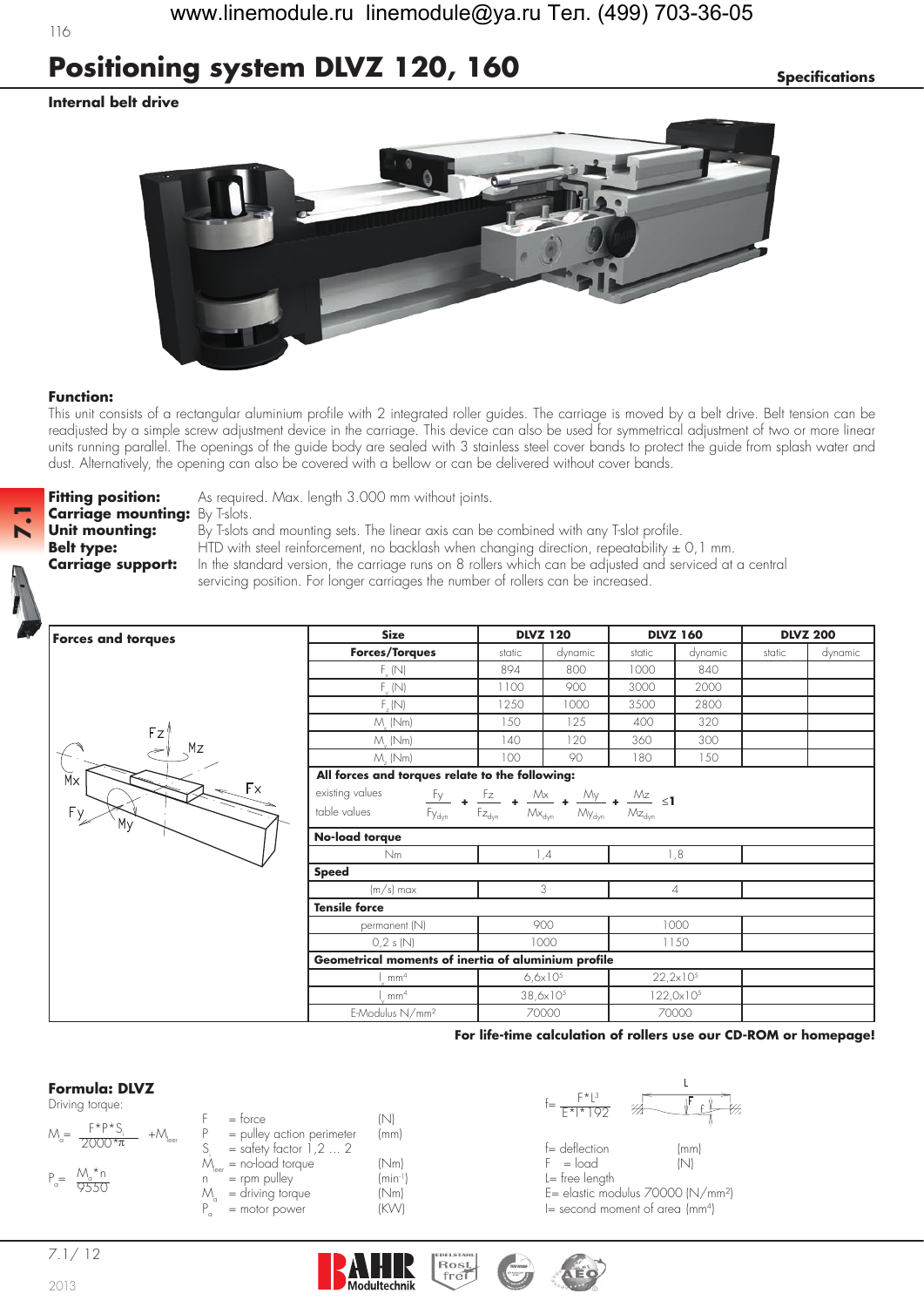# Positioning system DLVZ 120, 160

**Specifications**

**Internal belt drive**

**Function:**
This unit consists of a rectangular aluminium profile with 2 integrated roller guides. The carriage is moved by a belt drive. Belt tension can be readjusted by a simple screw adjustment device in the carriage. This device can also be used for symmetrical adjustment of two or more linear units running parallel. The openings of the guide body are sealed with 3 stainless steel cover bands to protect the guide from splash water and dust. Alternatively, the opening can also be covered with a bellow or can be delivered without cover bands.

**Fitting position:** As required. Max. length 3.000 mm without joints.
**Carriage mounting:** By T-slots.
**Unit mounting:** By T-slots and mounting sets. The linear axis can be combined with any T-slot profile.
**Belt type:** HTD with steel reinforcement, no backlash when changing direction, repeatability ± 0,1 mm.
**Carriage support:** In the standard version, the carriage runs on 8 rollers which can be adjusted and serviced at a central servicing position. For longer carriages the number of rollers can be increased.

**Forces and torques**

| Size | DLVZ 120 | | DLVZ 160 | | DLVZ 200 | |
|---|---|---|---|---|---|---|
| **Forces/Torques** | static | dynamic | static | dynamic | static | dynamic |
| $F_x$ (N) | 894 | 800 | 1000 | 840 | | |
| $F_y$ (N) | 1100 | 900 | 3000 | 2000 | | |
| $F_z$ (N) | 1250 | 1000 | 3500 | 2800 | | |
| $M_x$ (Nm) | 150 | 125 | 400 | 320 | | |
| $M_y$ (Nm) | 140 | 120 | 360 | 300 | | |
| $M_z$ (Nm) | 100 | 90 | 180 | 150 | | |
| **All forces and torques relate to the following:** | | | | | | |
| existing values / table values | $\frac{Fy}{Fy_{dyn}} + \frac{Fz}{Fz_{dyn}} + \frac{Mx}{Mx_{dyn}} + \frac{My}{My_{dyn}} + \frac{Mz}{Mz_{dyn}} \leq 1$ | | | | | |
| **No-load torque** | | | | | | |
| Nm | 1,4 | | 1,8 | | | |
| **Speed** | | | | | | |
| (m/s) max | 3 | | 4 | | | |
| **Tensile force** | | | | | | |
| permanent (N) | 900 | | 1000 | | | |
| 0,2 s (N) | 1000 | | 1150 | | | |
| **Geometrical moments of inertia of aluminium profile** | | | | | | |
| $I_x$ mm⁴ | $6{,}6 \times 10^5$ | | $22{,}2 \times 10^5$ | | | |
| $I_y$ mm⁴ | $38{,}6 \times 10^5$ | | $122{,}0 \times 10^5$ | | | |
| E-Modulus N/mm² | 70000 | | 70000 | | | |

**For life-time calculation of rollers use our CD-ROM or homepage!**

**Formula: DLVZ**

Driving torque:

$$M_a = \frac{F \cdot P \cdot S_i}{2000 \cdot \pi} + M_{leer}$$

$$P_a = \frac{M_a \cdot n}{9550}$$

| | | |
|---|---|---|
| F | = force | (N) |
| P | = pulley action perimeter | (mm) |
| $S_i$ | = safety factor 1,2 ... 2 | |
| $M_{leer}$ | = no-load torque | (Nm) |
| n | = rpm pulley | (min⁻¹) |
| $M_a$ | = driving torque | (Nm) |
| $P_a$ | = motor power | (KW) |

$$f = \frac{F \cdot L^3}{E \cdot I \cdot 192}$$

f= deflection (mm)
F = load (N)
L= free length
E= elastic modulus 70000 (N/mm²)
I= second moment of area (mm⁴)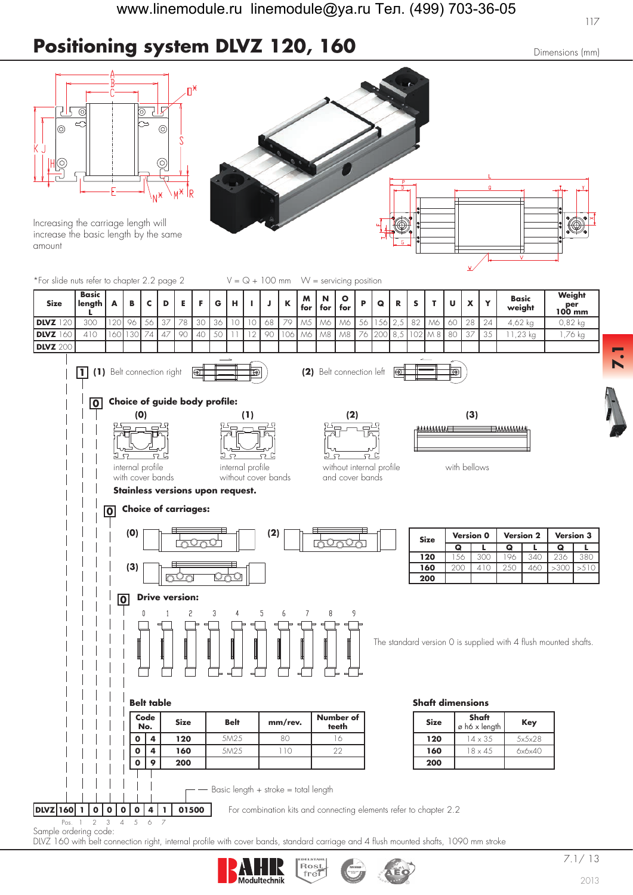# Positioning system DLVZ 120, 160

Dimensions (mm)

Increasing the carriage length will increase the basic length by the same amount

*For slide nuts refer to chapter 2.2 page 2    V = Q + 100 mm    W = servicing position

| Size | Basic length L | A | B | C | D | E | F | G | H | I | J | K | M for | N for | O for | P | Q | R | S | T | U | X | Y | Basic weight | Weight per 100 mm |
|---|---|---|---|---|---|---|---|---|---|---|---|---|---|---|---|---|---|---|---|---|---|---|---|---|---|
| **DLVZ** 120 | 300 | 120 | 96 | 56 | 37 | 78 | 30 | 36 | 10 | 10 | 68 | 79 | M5 | M6 | M6 | 56 | 156 | 2,5 | 82 | M6 | 60 | 28 | 24 | 4,62 kg | 0,82 kg |
| **DLVZ** 160 | 410 | 160 | 130 | 74 | 47 | 90 | 40 | 50 | 11 | 12 | 90 | 106 | M6 | M8 | M8 | 76 | 200 | 8,5 | 102 | M 8 | 80 | 37 | 35 | 11,23 kg | 1,76 kg |
| **DLVZ** 200 | | | | | | | | | | | | | | | | | | | | | | | | | |

**1** **(1)** Belt connection right    **(2)** Belt connection left

**0** **Choice of guide body profile:**

- **(0)** internal profile with cover bands
- **(1)** internal profile without cover bands
- **(2)** without internal profile and cover bands
- **(3)** with bellows

**Stainless versions upon request.**

**0** **Choice of carriages:**

(0) (2) (3)

| Size | Version 0 | | Version 2 | | Version 3 | |
|---|---|---|---|---|---|---|
| | Q | L | Q | L | Q | L |
| **120** | 156 | 300 | 196 | 340 | 236 | 380 |
| **160** | 200 | 410 | 250 | 460 | >300 | >510 |
| **200** | | | | | | |

**0** **Drive version:**

0 1 2 3 4 5 6 7 8 9

The standard version 0 is supplied with 4 flush mounted shafts.

**Belt table**

| Code No. | | Size | Belt | mm/rev. | Number of teeth |
|---|---|---|---|---|---|
| 0 | 4 | 120 | 5M25 | 80 | 16 |
| 0 | 4 | 160 | 5M25 | 110 | 22 |
| 0 | 9 | 200 | | | |

**Shaft dimensions**

| Size | Shaft ø h6 x length | Key |
|---|---|---|
| **120** | 14 x 35 | 5x5x28 |
| **160** | 18 x 45 | 6x6x40 |
| **200** | | |

Basic length + stroke = total length

| DLVZ | 160 | 1 | 0 | 0 | 0 | 0 | 4 | 1 | 01500 |
|---|---|---|---|---|---|---|---|---|---|
| Pos. | | 1 | 2 | 3 | 4 | 5 | 6 | 7 | |

For combination kits and connecting elements refer to chapter 2.2

Sample ordering code:
DLVZ 160 with belt connection right, internal profile with cover bands, standard carriage and 4 flush mounted shafts, 1090 mm stroke